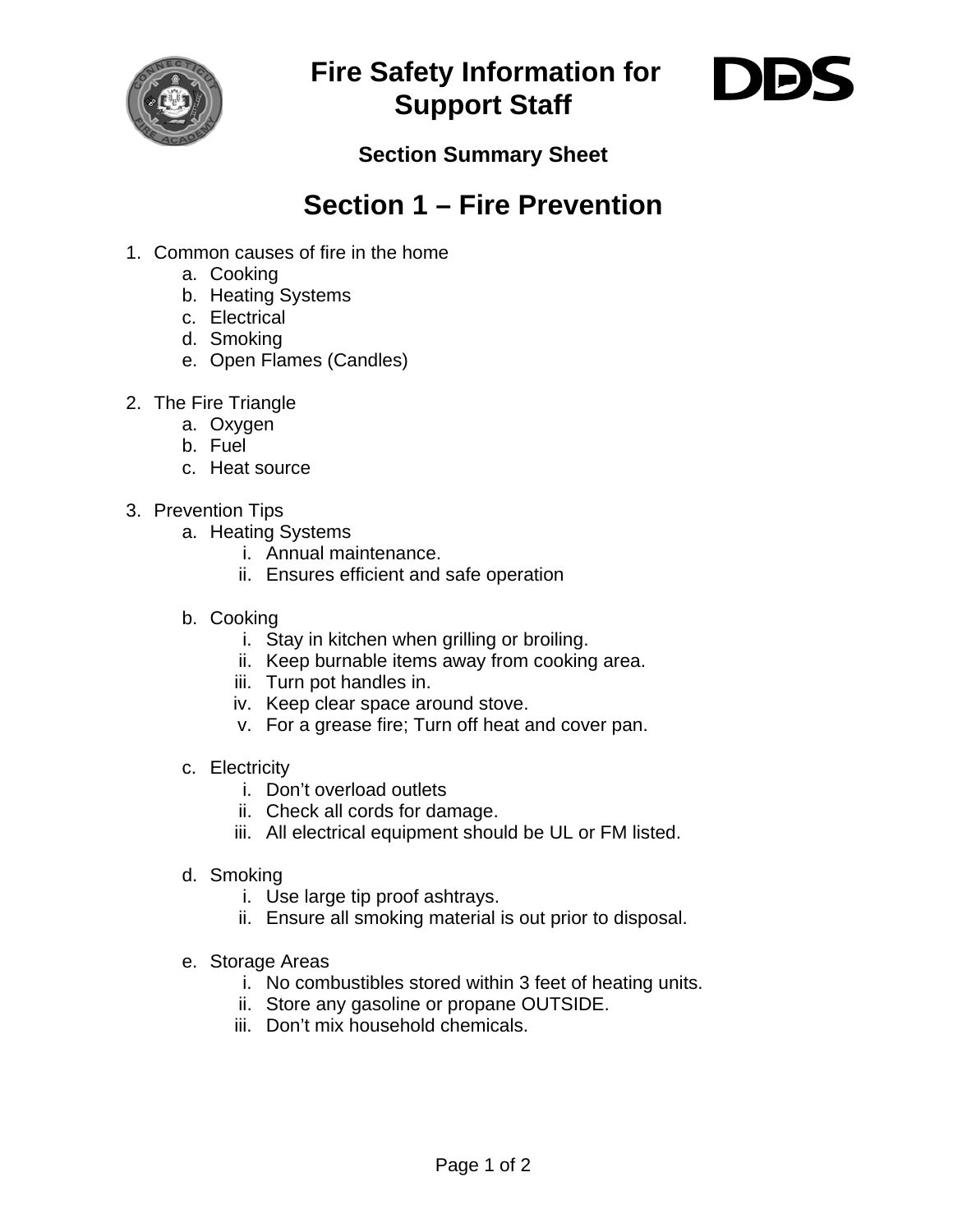# Fire Safety Information for Support Staff

### Section Summary Sheet

## Section 1 – Fire Prevention

1. Common causes of fire in the home
    a. Cooking
    b. Heating Systems
    c. Electrical
    d. Smoking
    e. Open Flames (Candles)

2. The Fire Triangle
    a. Oxygen
    b. Fuel
    c. Heat source

3. Prevention Tips
    a. Heating Systems
        i. Annual maintenance.
        ii. Ensures efficient and safe operation

    b. Cooking
        i. Stay in kitchen when grilling or broiling.
        ii. Keep burnable items away from cooking area.
        iii. Turn pot handles in.
        iv. Keep clear space around stove.
        v. For a grease fire; Turn off heat and cover pan.

    c. Electricity
        i. Don't overload outlets
        ii. Check all cords for damage.
        iii. All electrical equipment should be UL or FM listed.

    d. Smoking
        i. Use large tip proof ashtrays.
        ii. Ensure all smoking material is out prior to disposal.

    e. Storage Areas
        i. No combustibles stored within 3 feet of heating units.
        ii. Store any gasoline or propane OUTSIDE.
        iii. Don't mix household chemicals.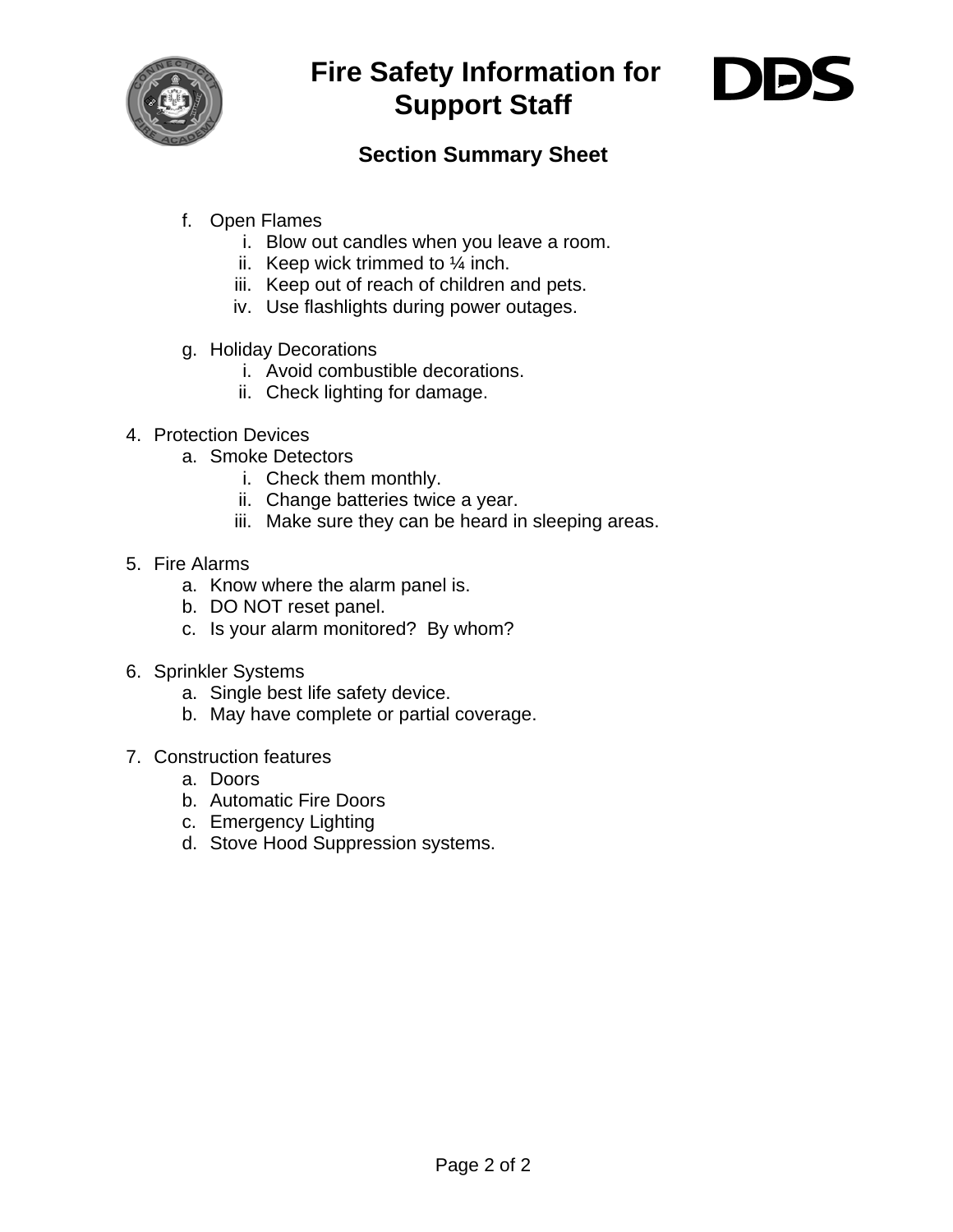# Fire Safety Information for Support Staff

## Section Summary Sheet

f. Open Flames
   i. Blow out candles when you leave a room.
   ii. Keep wick trimmed to ¼ inch.
   iii. Keep out of reach of children and pets.
   iv. Use flashlights during power outages.

g. Holiday Decorations
   i. Avoid combustible decorations.
   ii. Check lighting for damage.

4. Protection Devices
   a. Smoke Detectors
      i. Check them monthly.
      ii. Change batteries twice a year.
      iii. Make sure they can be heard in sleeping areas.

5. Fire Alarms
   a. Know where the alarm panel is.
   b. DO NOT reset panel.
   c. Is your alarm monitored? By whom?

6. Sprinkler Systems
   a. Single best life safety device.
   b. May have complete or partial coverage.

7. Construction features
   a. Doors
   b. Automatic Fire Doors
   c. Emergency Lighting
   d. Stove Hood Suppression systems.